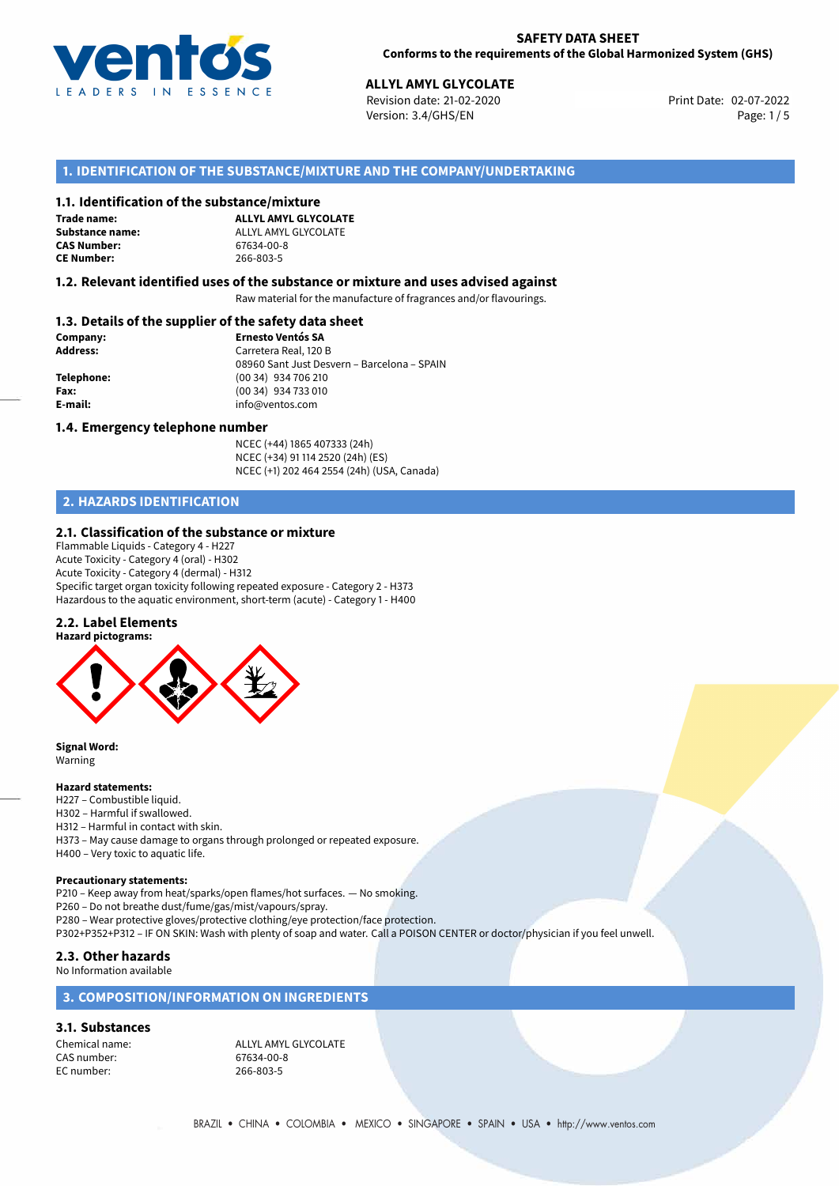**SAFETY DATA SHEET**
**Conforms to the requirements of the Global Harmonized System (GHS)**

**ALLYL AMYL GLYCOLATE**
Revision date: 21-02-2020
Version: 3.4/GHS/EN
Print Date: 02-07-2022

## 1. IDENTIFICATION OF THE SUBSTANCE/MIXTURE AND THE COMPANY/UNDERTAKING

### 1.1. Identification of the substance/mixture

**Trade name:** **ALLYL AMYL GLYCOLATE**
**Substance name:** ALLYL AMYL GLYCOLATE
**CAS Number:** 67634-00-8
**CE Number:** 266-803-5

### 1.2. Relevant identified uses of the substance or mixture and uses advised against

Raw material for the manufacture of fragrances and/or flavourings.

### 1.3. Details of the supplier of the safety data sheet

**Company:** **Ernesto Ventós SA**
**Address:** Carretera Real, 120 B
08960 Sant Just Desvern – Barcelona – SPAIN
**Telephone:** (00 34) 934 706 210
**Fax:** (00 34) 934 733 010
**E-mail:** info@ventos.com

### 1.4. Emergency telephone number

NCEC (+44) 1865 407333 (24h)
NCEC (+34) 91 114 2520 (24h) (ES)
NCEC (+1) 202 464 2554 (24h) (USA, Canada)

## 2. HAZARDS IDENTIFICATION

### 2.1. Classification of the substance or mixture

Flammable Liquids - Category 4 - H227
Acute Toxicity - Category 4 (oral) - H302
Acute Toxicity - Category 4 (dermal) - H312
Specific target organ toxicity following repeated exposure - Category 2 - H373
Hazardous to the aquatic environment, short-term (acute) - Category 1 - H400

### 2.2. Label Elements

**Hazard pictograms:**

**Signal Word:**
Warning

**Hazard statements:**
H227 – Combustible liquid.
H302 – Harmful if swallowed.
H312 – Harmful in contact with skin.
H373 – May cause damage to organs through prolonged or repeated exposure.
H400 – Very toxic to aquatic life.

**Precautionary statements:**
P210 – Keep away from heat/sparks/open flames/hot surfaces. — No smoking.
P260 – Do not breathe dust/fume/gas/mist/vapours/spray.
P280 – Wear protective gloves/protective clothing/eye protection/face protection.
P302+P352+P312 – IF ON SKIN: Wash with plenty of soap and water. Call a POISON CENTER or doctor/physician if you feel unwell.

### 2.3. Other hazards

No Information available

## 3. COMPOSITION/INFORMATION ON INGREDIENTS

### 3.1. Substances

Chemical name: ALLYL AMYL GLYCOLATE
CAS number: 67634-00-8
EC number: 266-803-5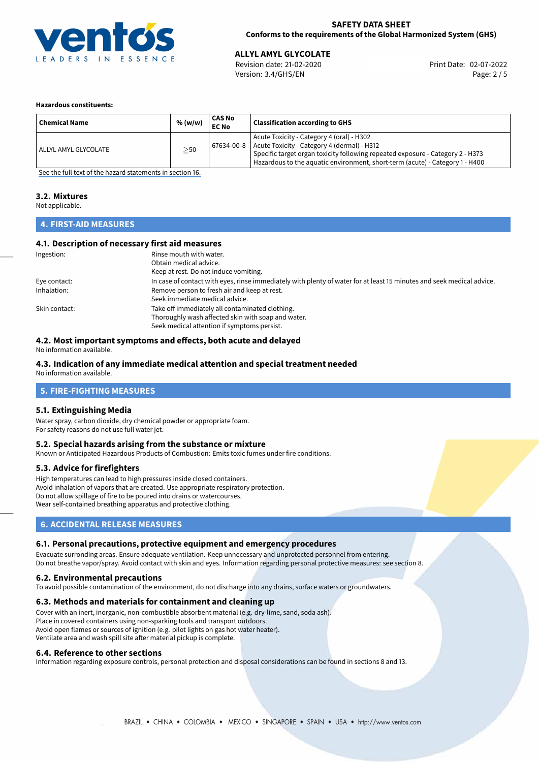**Hazardous constituents:**

| Chemical Name | % (w/w) | CAS No EC No | Classification according to GHS |
| --- | --- | --- | --- |
| ALLYL AMYL GLYCOLATE | $\geq$50 | 67634-00-8 | Acute Toxicity - Category 4 (oral) - H302<br>Acute Toxicity - Category 4 (dermal) - H312<br>Specific target organ toxicity following repeated exposure - Category 2 - H373<br>Hazardous to the aquatic environment, short-term (acute) - Category 1 - H400 |

See the full text of the hazard statements in section 16.

### 3.2. Mixtures

Not applicable.

## 4. FIRST-AID MEASURES

### 4.1. Description of necessary first aid measures

Ingestion: Rinse mouth with water. Obtain medical advice. Keep at rest. Do not induce vomiting.

Eye contact: In case of contact with eyes, rinse immediately with plenty of water for at least 15 minutes and seek medical advice.

Inhalation: Remove person to fresh air and keep at rest. Seek immediate medical advice.

Skin contact: Take off immediately all contaminated clothing. Thoroughly wash affected skin with soap and water. Seek medical attention if symptoms persist.

### 4.2. Most important symptoms and effects, both acute and delayed

No information available.

### 4.3. Indication of any immediate medical attention and special treatment needed

No information available.

## 5. FIRE-FIGHTING MEASURES

### 5.1. Extinguishing Media

Water spray, carbon dioxide, dry chemical powder or appropriate foam.
For safety reasons do not use full water jet.

### 5.2. Special hazards arising from the substance or mixture

Known or Anticipated Hazardous Products of Combustion: Emits toxic fumes under fire conditions.

### 5.3. Advice for firefighters

High temperatures can lead to high pressures inside closed containers.
Avoid inhalation of vapors that are created. Use appropriate respiratory protection.
Do not allow spillage of fire to be poured into drains or watercourses.
Wear self-contained breathing apparatus and protective clothing.

## 6. ACCIDENTAL RELEASE MEASURES

### 6.1. Personal precautions, protective equipment and emergency procedures

Evacuate surronding areas. Ensure adequate ventilation. Keep unnecessary and unprotected personnel from entering.
Do not breathe vapor/spray. Avoid contact with skin and eyes. Information regarding personal protective measures: see section 8.

### 6.2. Environmental precautions

To avoid possible contamination of the environment, do not discharge into any drains, surface waters or groundwaters.

### 6.3. Methods and materials for containment and cleaning up

Cover with an inert, inorganic, non-combustible absorbent material (e.g. dry-lime, sand, soda ash).
Place in covered containers using non-sparking tools and transport outdoors.
Avoid open flames or sources of ignition (e.g. pilot lights on gas hot water heater).
Ventilate area and wash spill site after material pickup is complete.

### 6.4. Reference to other sections

Information regarding exposure controls, personal protection and disposal considerations can be found in sections 8 and 13.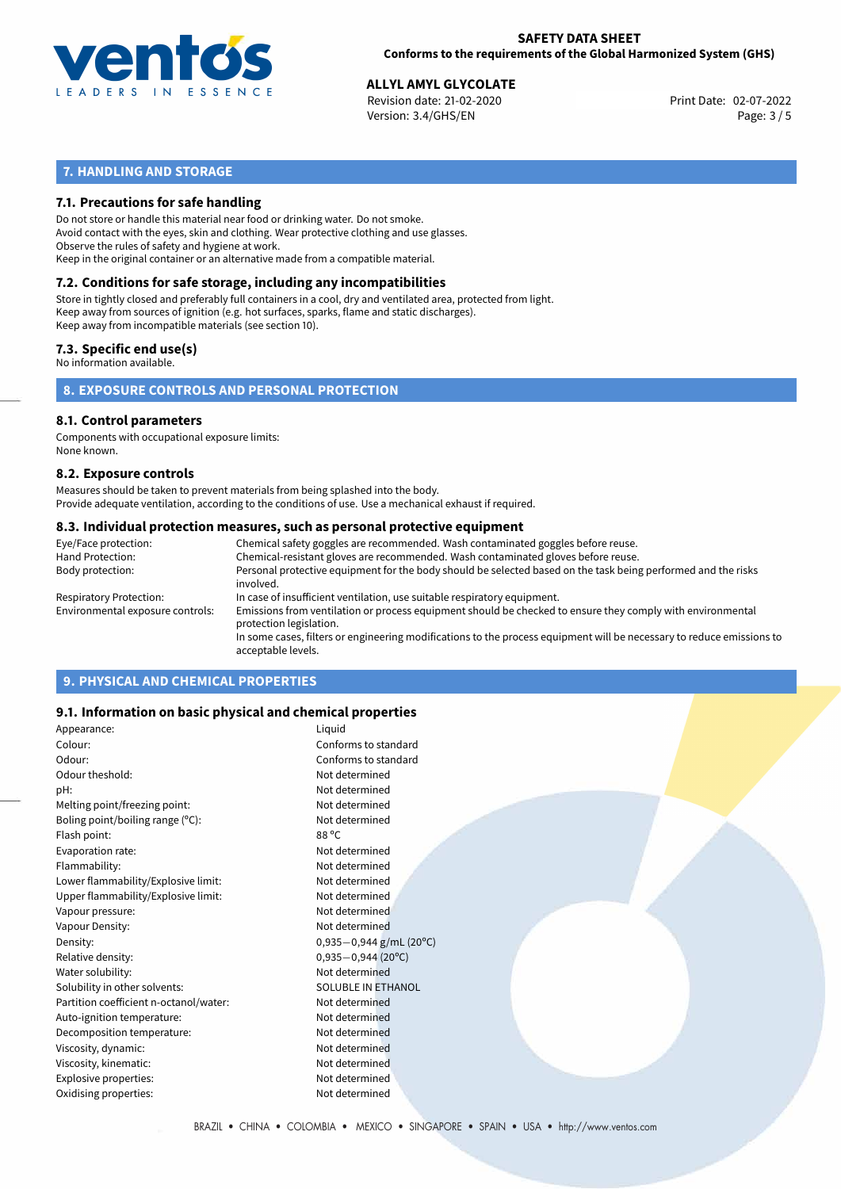## 7. HANDLING AND STORAGE

### 7.1. Precautions for safe handling

Do not store or handle this material near food or drinking water. Do not smoke.
Avoid contact with the eyes, skin and clothing. Wear protective clothing and use glasses.
Observe the rules of safety and hygiene at work.
Keep in the original container or an alternative made from a compatible material.

### 7.2. Conditions for safe storage, including any incompatibilities

Store in tightly closed and preferably full containers in a cool, dry and ventilated area, protected from light.
Keep away from sources of ignition (e.g. hot surfaces, sparks, flame and static discharges).
Keep away from incompatible materials (see section 10).

### 7.3. Specific end use(s)

No information available.

## 8. EXPOSURE CONTROLS AND PERSONAL PROTECTION

### 8.1. Control parameters

Components with occupational exposure limits:
None known.

### 8.2. Exposure controls

Measures should be taken to prevent materials from being splashed into the body.
Provide adequate ventilation, according to the conditions of use. Use a mechanical exhaust if required.

### 8.3. Individual protection measures, such as personal protective equipment

| | |
|---|---|
| Eye/Face protection: | Chemical safety goggles are recommended. Wash contaminated goggles before reuse. |
| Hand Protection: | Chemical-resistant gloves are recommended. Wash contaminated gloves before reuse. |
| Body protection: | Personal protective equipment for the body should be selected based on the task being performed and the risks involved. |
| Respiratory Protection: | In case of insufficient ventilation, use suitable respiratory equipment. |
| Environmental exposure controls: | Emissions from ventilation or process equipment should be checked to ensure they comply with environmental protection legislation. In some cases, filters or engineering modifications to the process equipment will be necessary to reduce emissions to acceptable levels. |

## 9. PHYSICAL AND CHEMICAL PROPERTIES

### 9.1. Information on basic physical and chemical properties

| | |
|---|---|
| Appearance: | Liquid |
| Colour: | Conforms to standard |
| Odour: | Conforms to standard |
| Odour theshold: | Not determined |
| pH: | Not determined |
| Melting point/freezing point: | Not determined |
| Boling point/boiling range (°C): | Not determined |
| Flash point: | 88 °C |
| Evaporation rate: | Not determined |
| Flammability: | Not determined |
| Lower flammability/Explosive limit: | Not determined |
| Upper flammability/Explosive limit: | Not determined |
| Vapour pressure: | Not determined |
| Vapour Density: | Not determined |
| Density: | 0,935−0,944 g/mL (20°C) |
| Relative density: | 0,935−0,944 (20°C) |
| Water solubility: | Not determined |
| Solubility in other solvents: | SOLUBLE IN ETHANOL |
| Partition coefficient n-octanol/water: | Not determined |
| Auto-ignition temperature: | Not determined |
| Decomposition temperature: | Not determined |
| Viscosity, dynamic: | Not determined |
| Viscosity, kinematic: | Not determined |
| Explosive properties: | Not determined |
| Oxidising properties: | Not determined |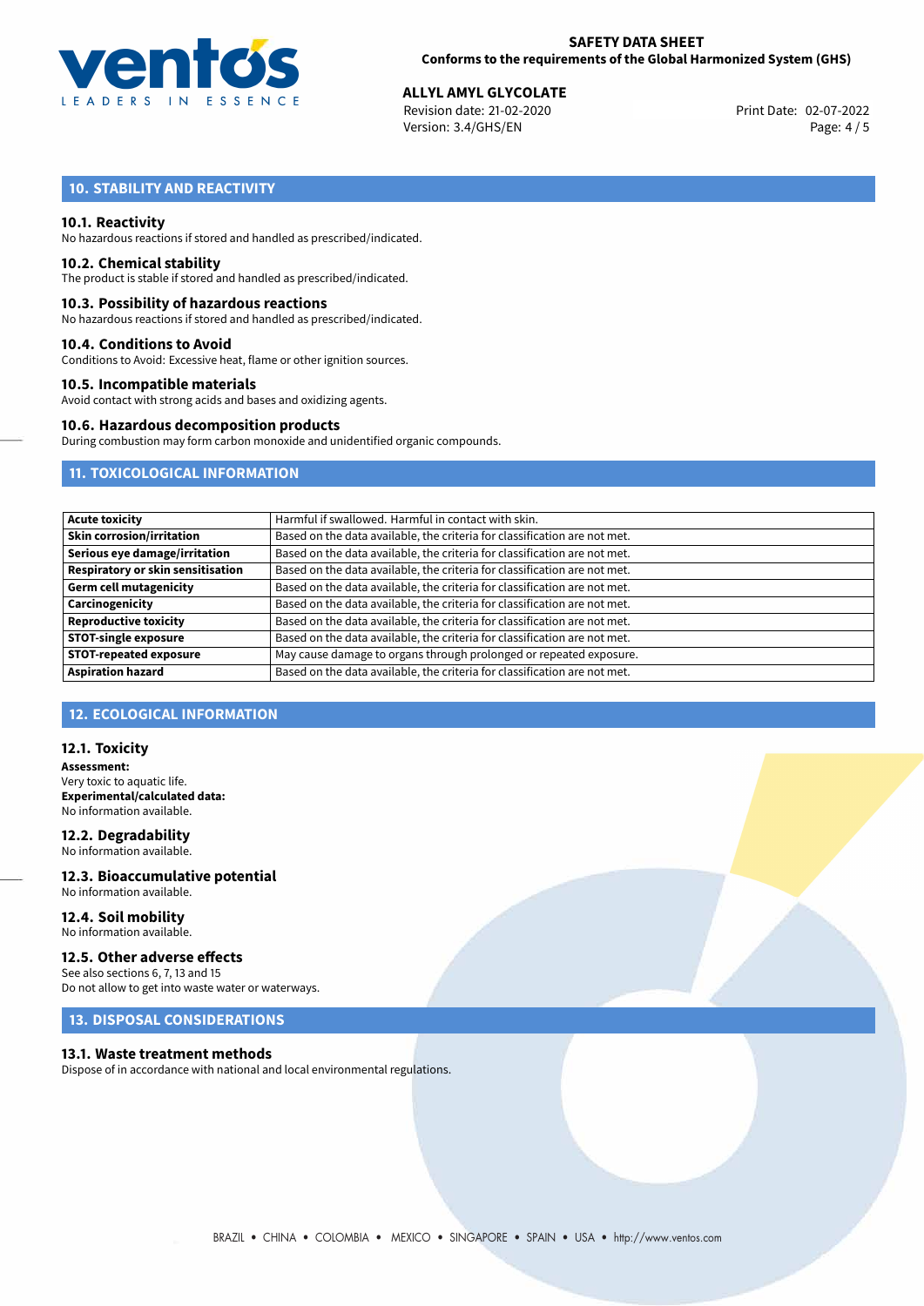## 10. STABILITY AND REACTIVITY

### 10.1. Reactivity

No hazardous reactions if stored and handled as prescribed/indicated.

### 10.2. Chemical stability

The product is stable if stored and handled as prescribed/indicated.

### 10.3. Possibility of hazardous reactions

No hazardous reactions if stored and handled as prescribed/indicated.

### 10.4. Conditions to Avoid

Conditions to Avoid: Excessive heat, flame or other ignition sources.

### 10.5. Incompatible materials

Avoid contact with strong acids and bases and oxidizing agents.

### 10.6. Hazardous decomposition products

During combustion may form carbon monoxide and unidentified organic compounds.

## 11. TOXICOLOGICAL INFORMATION

| | |
|---|---|
| **Acute toxicity** | Harmful if swallowed. Harmful in contact with skin. |
| **Skin corrosion/irritation** | Based on the data available, the criteria for classification are not met. |
| **Serious eye damage/irritation** | Based on the data available, the criteria for classification are not met. |
| **Respiratory or skin sensitisation** | Based on the data available, the criteria for classification are not met. |
| **Germ cell mutagenicity** | Based on the data available, the criteria for classification are not met. |
| **Carcinogenicity** | Based on the data available, the criteria for classification are not met. |
| **Reproductive toxicity** | Based on the data available, the criteria for classification are not met. |
| **STOT-single exposure** | Based on the data available, the criteria for classification are not met. |
| **STOT-repeated exposure** | May cause damage to organs through prolonged or repeated exposure. |
| **Aspiration hazard** | Based on the data available, the criteria for classification are not met. |

## 12. ECOLOGICAL INFORMATION

### 12.1. Toxicity

**Assessment:**
Very toxic to aquatic life.
**Experimental/calculated data:**
No information available.

### 12.2. Degradability

No information available.

### 12.3. Bioaccumulative potential

No information available.

### 12.4. Soil mobility

No information available.

### 12.5. Other adverse effects

See also sections 6, 7, 13 and 15
Do not allow to get into waste water or waterways.

## 13. DISPOSAL CONSIDERATIONS

### 13.1. Waste treatment methods

Dispose of in accordance with national and local environmental regulations.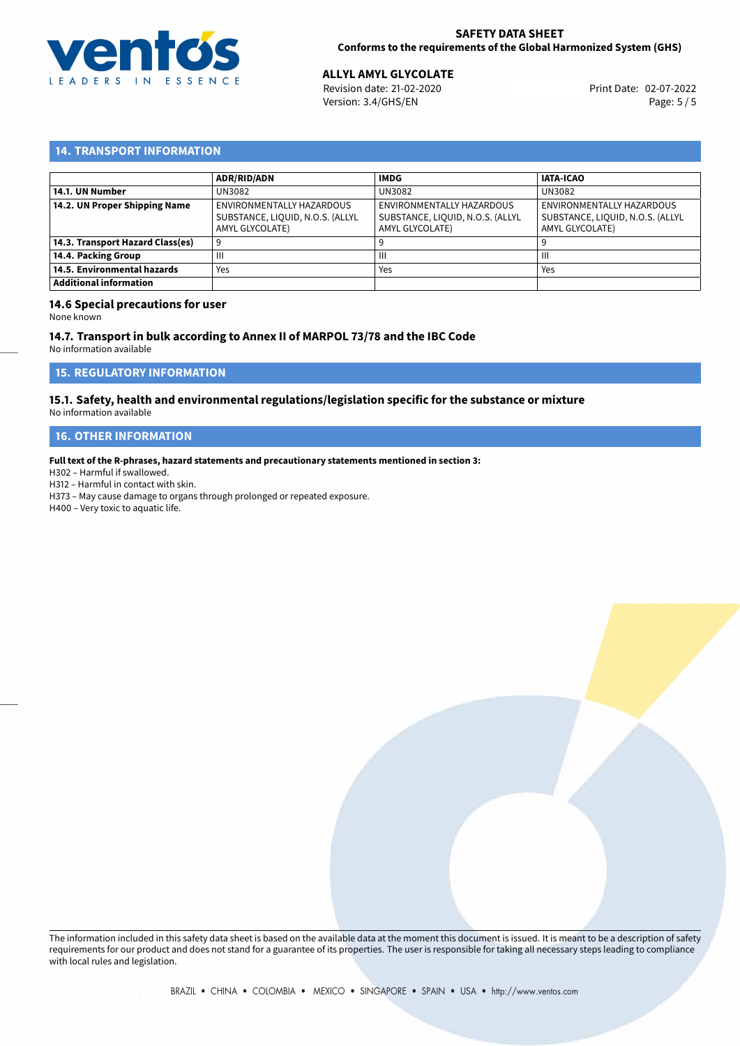## 14. TRANSPORT INFORMATION

| | ADR/RID/ADN | IMDG | IATA-ICAO |
|---|---|---|---|
| **14.1. UN Number** | UN3082 | UN3082 | UN3082 |
| **14.2. UN Proper Shipping Name** | ENVIRONMENTALLY HAZARDOUS SUBSTANCE, LIQUID, N.O.S. (ALLYL AMYL GLYCOLATE) | ENVIRONMENTALLY HAZARDOUS SUBSTANCE, LIQUID, N.O.S. (ALLYL AMYL GLYCOLATE) | ENVIRONMENTALLY HAZARDOUS SUBSTANCE, LIQUID, N.O.S. (ALLYL AMYL GLYCOLATE) |
| **14.3. Transport Hazard Class(es)** | 9 | 9 | 9 |
| **14.4. Packing Group** | III | III | III |
| **14.5. Environmental hazards** | Yes | Yes | Yes |
| **Additional information** | | | |

### 14.6 Special precautions for user

None known

### 14.7. Transport in bulk according to Annex II of MARPOL 73/78 and the IBC Code

No information available

## 15. REGULATORY INFORMATION

### 15.1. Safety, health and environmental regulations/legislation specific for the substance or mixture

No information available

## 16. OTHER INFORMATION

**Full text of the R-phrases, hazard statements and precautionary statements mentioned in section 3:**

H302 – Harmful if swallowed.
H312 – Harmful in contact with skin.
H373 – May cause damage to organs through prolonged or repeated exposure.
H400 – Very toxic to aquatic life.

The information included in this safety data sheet is based on the available data at the moment this document is issued. It is meant to be a description of safety requirements for our product and does not stand for a guarantee of its properties. The user is responsible for taking all necessary steps leading to compliance with local rules and legislation.